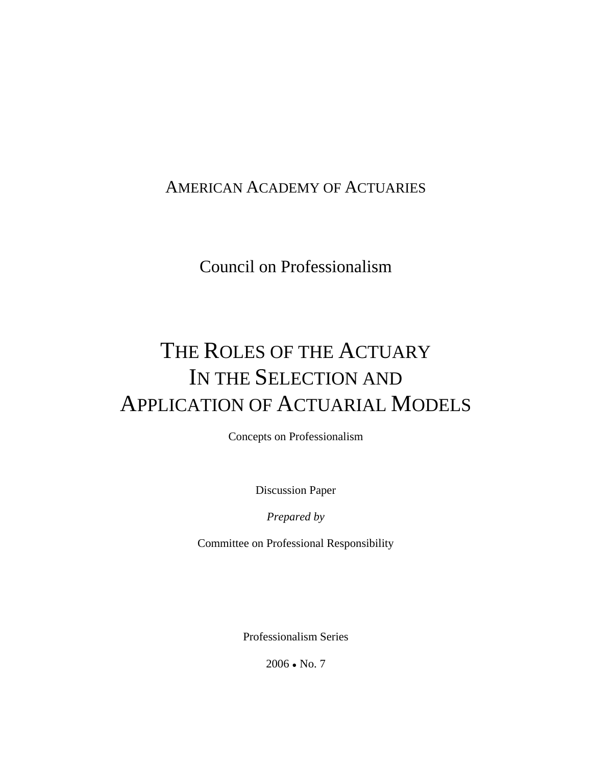American Academy of Actuaries

Council on Professionalism

# The Roles of the Actuary In the Selection and Application of Actuarial Models

Concepts on Professionalism

Discussion Paper

*Prepared by*

Committee on Professional Responsibility

Professionalism Series

2006 • No. 7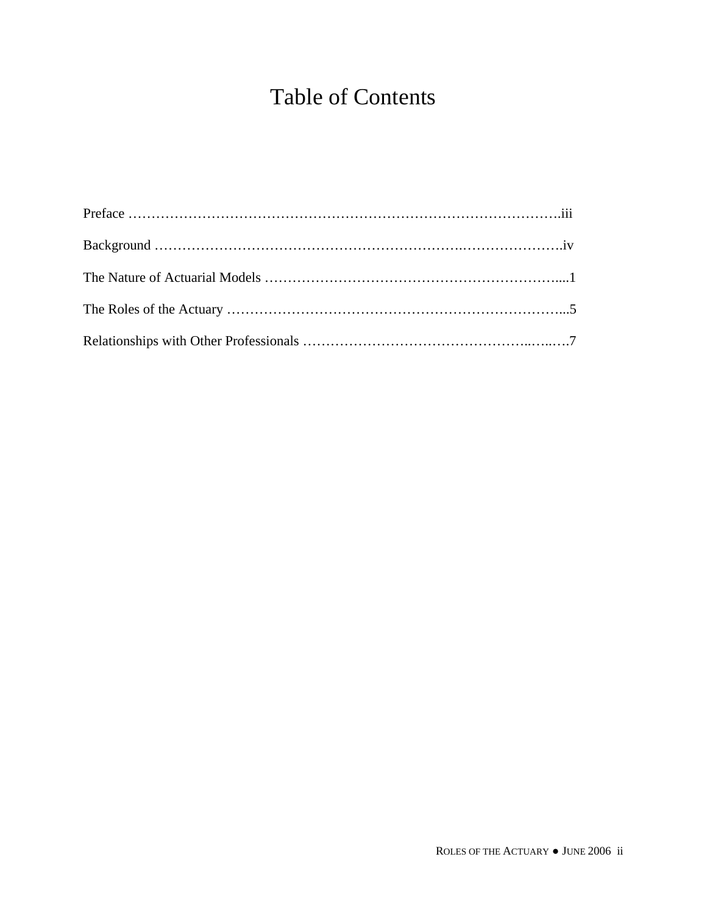# Table of Contents

Preface ……………………………………………………………………………….iii

Background ………………………………………………………….………………….iv

The Nature of Actuarial Models ……………………………………………………....1

The Roles of the Actuary ………………………………………………………………...5

Relationships with Other Professionals ………………………………………..…..….7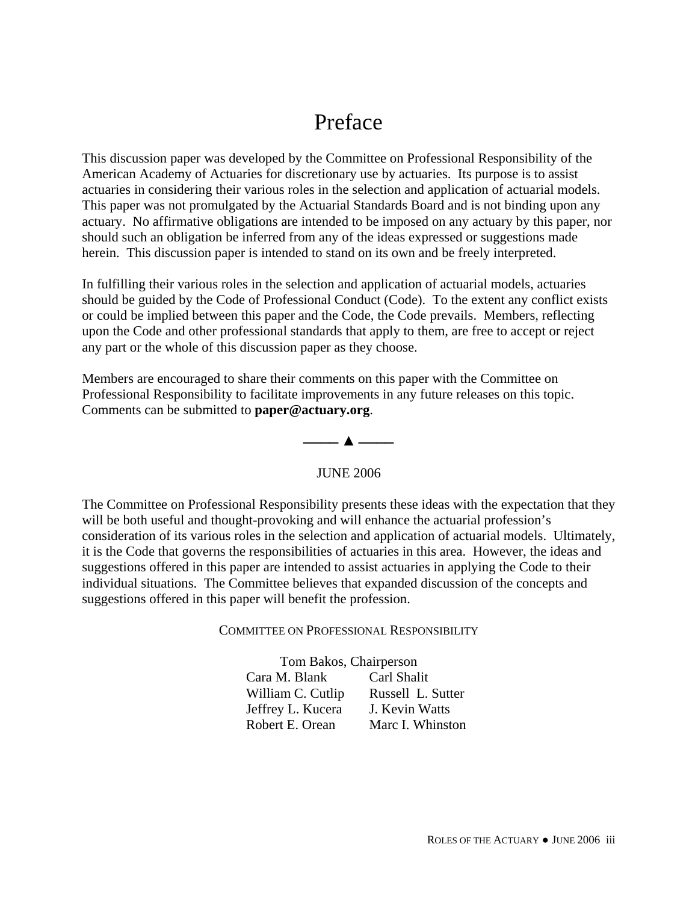# Preface

This discussion paper was developed by the Committee on Professional Responsibility of the American Academy of Actuaries for discretionary use by actuaries. Its purpose is to assist actuaries in considering their various roles in the selection and application of actuarial models. This paper was not promulgated by the Actuarial Standards Board and is not binding upon any actuary. No affirmative obligations are intended to be imposed on any actuary by this paper, nor should such an obligation be inferred from any of the ideas expressed or suggestions made herein. This discussion paper is intended to stand on its own and be freely interpreted.

In fulfilling their various roles in the selection and application of actuarial models, actuaries should be guided by the Code of Professional Conduct (Code). To the extent any conflict exists or could be implied between this paper and the Code, the Code prevails. Members, reflecting upon the Code and other professional standards that apply to them, are free to accept or reject any part or the whole of this discussion paper as they choose.

Members are encouraged to share their comments on this paper with the Committee on Professional Responsibility to facilitate improvements in any future releases on this topic. Comments can be submitted to **paper@actuary.org**.

——— ▲ ———

JUNE 2006

The Committee on Professional Responsibility presents these ideas with the expectation that they will be both useful and thought-provoking and will enhance the actuarial profession's consideration of its various roles in the selection and application of actuarial models. Ultimately, it is the Code that governs the responsibilities of actuaries in this area. However, the ideas and suggestions offered in this paper are intended to assist actuaries in applying the Code to their individual situations. The Committee believes that expanded discussion of the concepts and suggestions offered in this paper will benefit the profession.

COMMITTEE ON PROFESSIONAL RESPONSIBILITY

Tom Bakos, Chairperson

Cara M. Blank — Carl Shalit

William C. Cutlip — Russell L. Sutter

Jeffrey L. Kucera — J. Kevin Watts

Robert E. Orean — Marc I. Whinston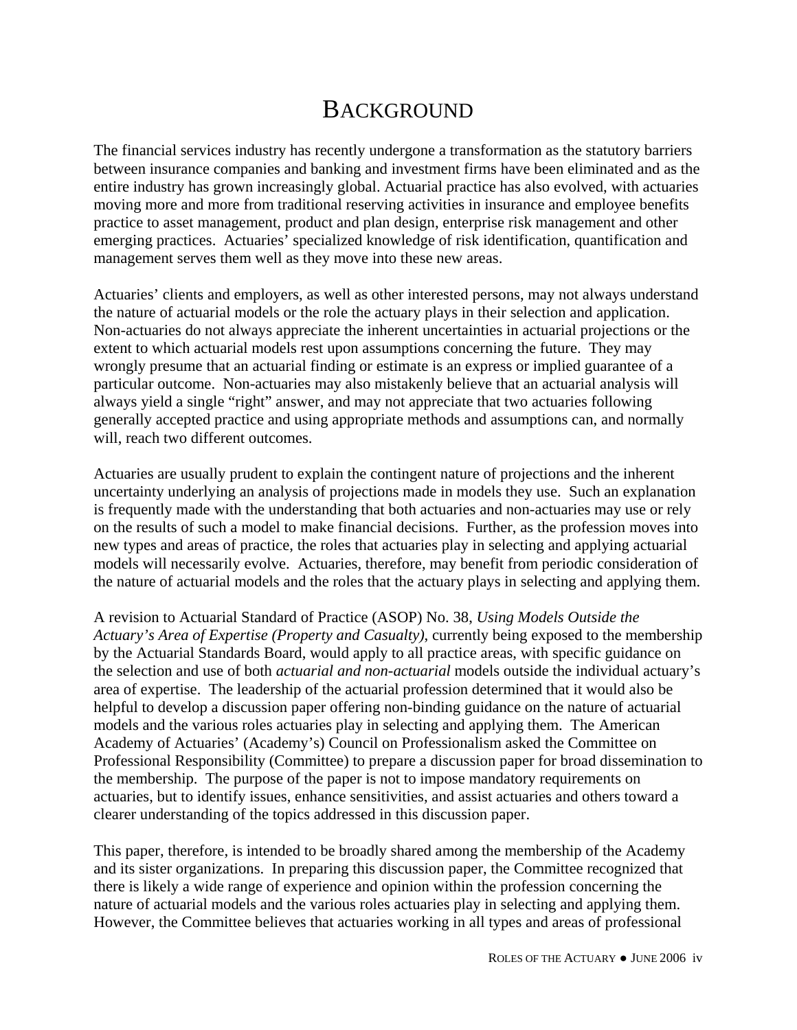# BACKGROUND

The financial services industry has recently undergone a transformation as the statutory barriers between insurance companies and banking and investment firms have been eliminated and as the entire industry has grown increasingly global. Actuarial practice has also evolved, with actuaries moving more and more from traditional reserving activities in insurance and employee benefits practice to asset management, product and plan design, enterprise risk management and other emerging practices. Actuaries' specialized knowledge of risk identification, quantification and management serves them well as they move into these new areas.

Actuaries' clients and employers, as well as other interested persons, may not always understand the nature of actuarial models or the role the actuary plays in their selection and application. Non-actuaries do not always appreciate the inherent uncertainties in actuarial projections or the extent to which actuarial models rest upon assumptions concerning the future. They may wrongly presume that an actuarial finding or estimate is an express or implied guarantee of a particular outcome. Non-actuaries may also mistakenly believe that an actuarial analysis will always yield a single "right" answer, and may not appreciate that two actuaries following generally accepted practice and using appropriate methods and assumptions can, and normally will, reach two different outcomes.

Actuaries are usually prudent to explain the contingent nature of projections and the inherent uncertainty underlying an analysis of projections made in models they use. Such an explanation is frequently made with the understanding that both actuaries and non-actuaries may use or rely on the results of such a model to make financial decisions. Further, as the profession moves into new types and areas of practice, the roles that actuaries play in selecting and applying actuarial models will necessarily evolve. Actuaries, therefore, may benefit from periodic consideration of the nature of actuarial models and the roles that the actuary plays in selecting and applying them.

A revision to Actuarial Standard of Practice (ASOP) No. 38, *Using Models Outside the Actuary's Area of Expertise (Property and Casualty)*, currently being exposed to the membership by the Actuarial Standards Board, would apply to all practice areas, with specific guidance on the selection and use of both *actuarial and non-actuarial* models outside the individual actuary's area of expertise. The leadership of the actuarial profession determined that it would also be helpful to develop a discussion paper offering non-binding guidance on the nature of actuarial models and the various roles actuaries play in selecting and applying them. The American Academy of Actuaries' (Academy's) Council on Professionalism asked the Committee on Professional Responsibility (Committee) to prepare a discussion paper for broad dissemination to the membership. The purpose of the paper is not to impose mandatory requirements on actuaries, but to identify issues, enhance sensitivities, and assist actuaries and others toward a clearer understanding of the topics addressed in this discussion paper.

This paper, therefore, is intended to be broadly shared among the membership of the Academy and its sister organizations. In preparing this discussion paper, the Committee recognized that there is likely a wide range of experience and opinion within the profession concerning the nature of actuarial models and the various roles actuaries play in selecting and applying them. However, the Committee believes that actuaries working in all types and areas of professional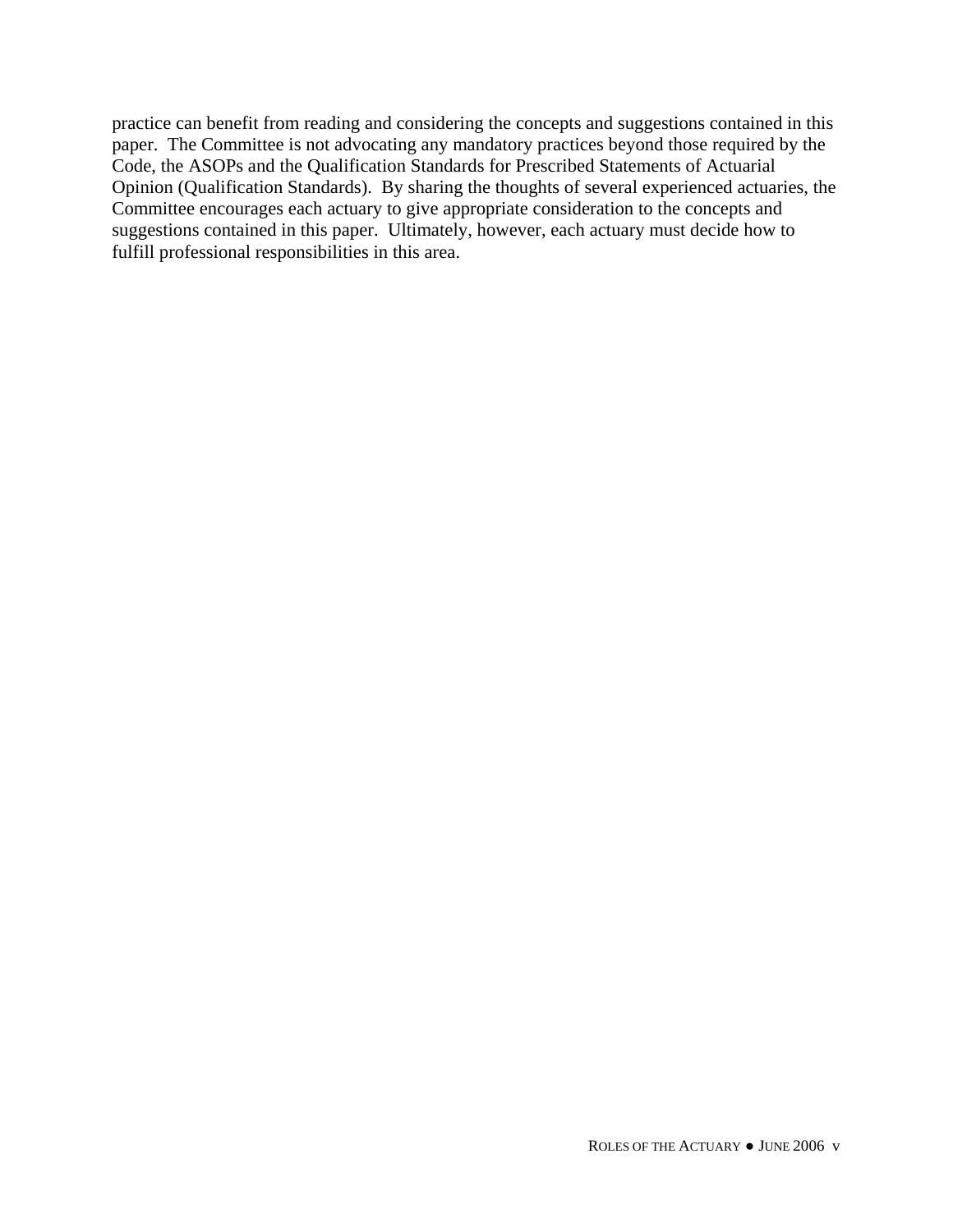practice can benefit from reading and considering the concepts and suggestions contained in this paper. The Committee is not advocating any mandatory practices beyond those required by the Code, the ASOPs and the Qualification Standards for Prescribed Statements of Actuarial Opinion (Qualification Standards). By sharing the thoughts of several experienced actuaries, the Committee encourages each actuary to give appropriate consideration to the concepts and suggestions contained in this paper. Ultimately, however, each actuary must decide how to fulfill professional responsibilities in this area.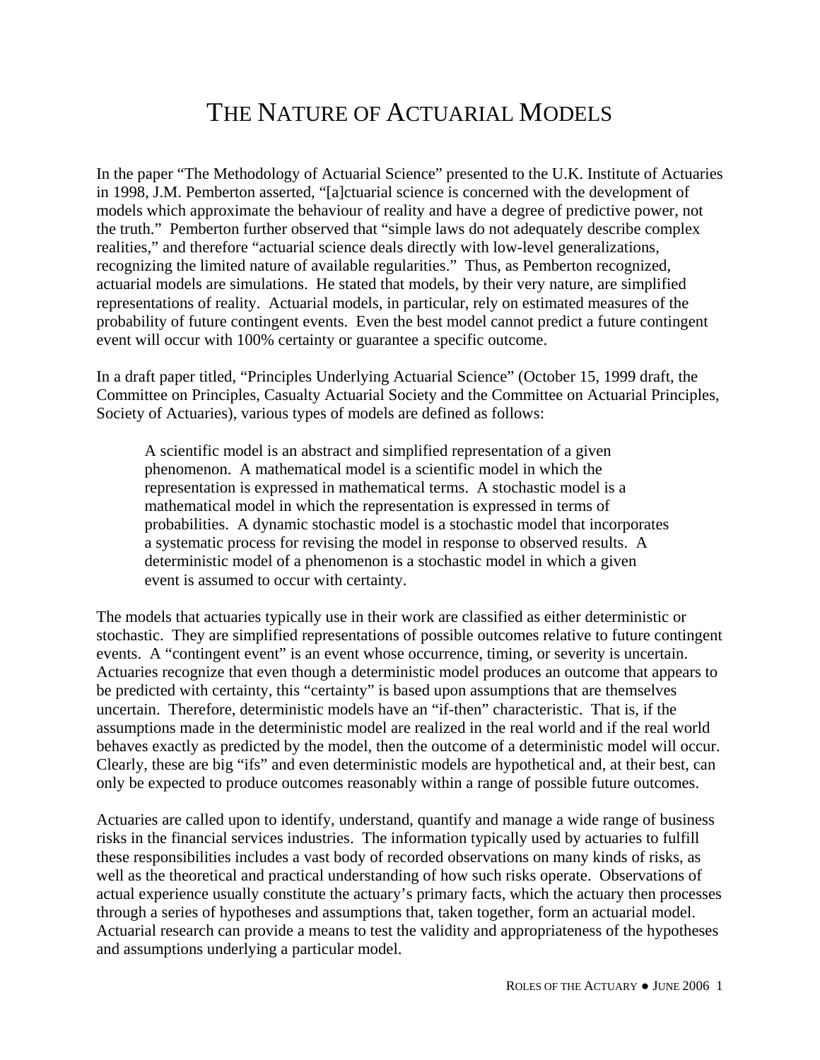# THE NATURE OF ACTUARIAL MODELS

In the paper "The Methodology of Actuarial Science" presented to the U.K. Institute of Actuaries in 1998, J.M. Pemberton asserted, "[a]ctuarial science is concerned with the development of models which approximate the behaviour of reality and have a degree of predictive power, not the truth." Pemberton further observed that "simple laws do not adequately describe complex realities," and therefore "actuarial science deals directly with low-level generalizations, recognizing the limited nature of available regularities." Thus, as Pemberton recognized, actuarial models are simulations. He stated that models, by their very nature, are simplified representations of reality. Actuarial models, in particular, rely on estimated measures of the probability of future contingent events. Even the best model cannot predict a future contingent event will occur with 100% certainty or guarantee a specific outcome.

In a draft paper titled, "Principles Underlying Actuarial Science" (October 15, 1999 draft, the Committee on Principles, Casualty Actuarial Society and the Committee on Actuarial Principles, Society of Actuaries), various types of models are defined as follows:

> A scientific model is an abstract and simplified representation of a given phenomenon. A mathematical model is a scientific model in which the representation is expressed in mathematical terms. A stochastic model is a mathematical model in which the representation is expressed in terms of probabilities. A dynamic stochastic model is a stochastic model that incorporates a systematic process for revising the model in response to observed results. A deterministic model of a phenomenon is a stochastic model in which a given event is assumed to occur with certainty.

The models that actuaries typically use in their work are classified as either deterministic or stochastic. They are simplified representations of possible outcomes relative to future contingent events. A "contingent event" is an event whose occurrence, timing, or severity is uncertain. Actuaries recognize that even though a deterministic model produces an outcome that appears to be predicted with certainty, this "certainty" is based upon assumptions that are themselves uncertain. Therefore, deterministic models have an "if-then" characteristic. That is, if the assumptions made in the deterministic model are realized in the real world and if the real world behaves exactly as predicted by the model, then the outcome of a deterministic model will occur. Clearly, these are big "ifs" and even deterministic models are hypothetical and, at their best, can only be expected to produce outcomes reasonably within a range of possible future outcomes.

Actuaries are called upon to identify, understand, quantify and manage a wide range of business risks in the financial services industries. The information typically used by actuaries to fulfill these responsibilities includes a vast body of recorded observations on many kinds of risks, as well as the theoretical and practical understanding of how such risks operate. Observations of actual experience usually constitute the actuary's primary facts, which the actuary then processes through a series of hypotheses and assumptions that, taken together, form an actuarial model. Actuarial research can provide a means to test the validity and appropriateness of the hypotheses and assumptions underlying a particular model.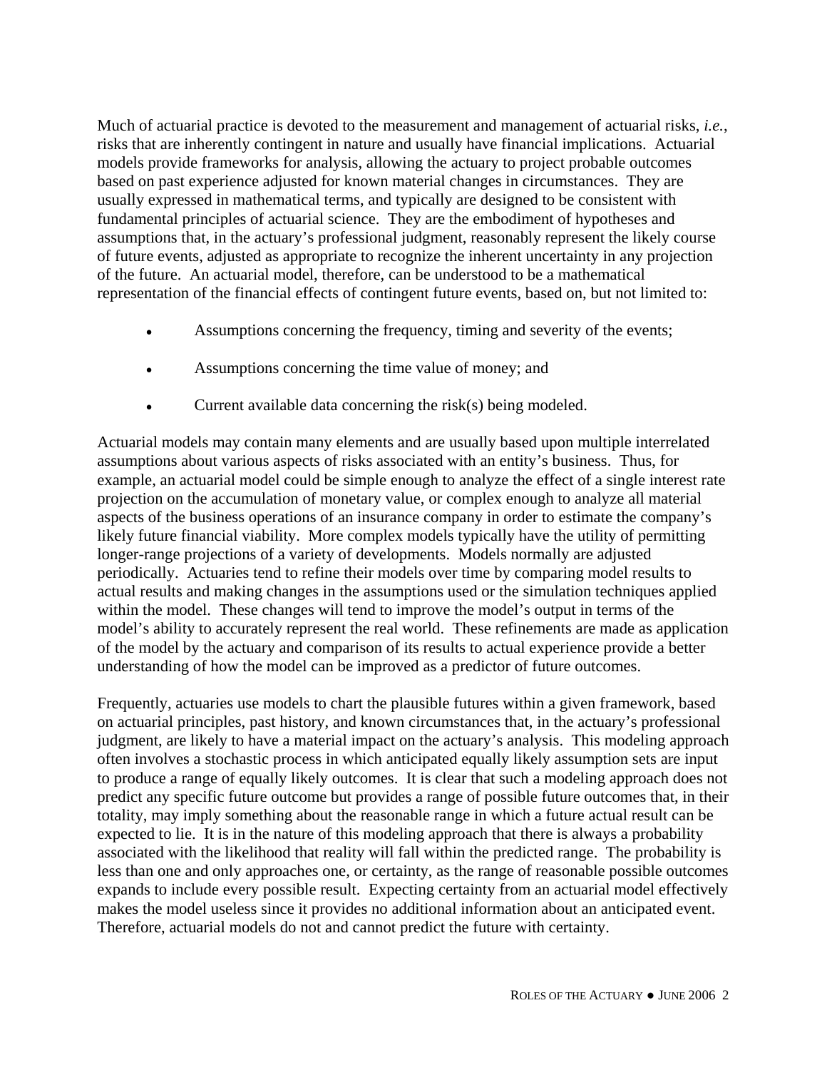Much of actuarial practice is devoted to the measurement and management of actuarial risks, *i.e.*, risks that are inherently contingent in nature and usually have financial implications. Actuarial models provide frameworks for analysis, allowing the actuary to project probable outcomes based on past experience adjusted for known material changes in circumstances. They are usually expressed in mathematical terms, and typically are designed to be consistent with fundamental principles of actuarial science. They are the embodiment of hypotheses and assumptions that, in the actuary's professional judgment, reasonably represent the likely course of future events, adjusted as appropriate to recognize the inherent uncertainty in any projection of the future. An actuarial model, therefore, can be understood to be a mathematical representation of the financial effects of contingent future events, based on, but not limited to:

- Assumptions concerning the frequency, timing and severity of the events;
- Assumptions concerning the time value of money; and
- Current available data concerning the risk(s) being modeled.

Actuarial models may contain many elements and are usually based upon multiple interrelated assumptions about various aspects of risks associated with an entity's business. Thus, for example, an actuarial model could be simple enough to analyze the effect of a single interest rate projection on the accumulation of monetary value, or complex enough to analyze all material aspects of the business operations of an insurance company in order to estimate the company's likely future financial viability. More complex models typically have the utility of permitting longer-range projections of a variety of developments. Models normally are adjusted periodically. Actuaries tend to refine their models over time by comparing model results to actual results and making changes in the assumptions used or the simulation techniques applied within the model. These changes will tend to improve the model's output in terms of the model's ability to accurately represent the real world. These refinements are made as application of the model by the actuary and comparison of its results to actual experience provide a better understanding of how the model can be improved as a predictor of future outcomes.

Frequently, actuaries use models to chart the plausible futures within a given framework, based on actuarial principles, past history, and known circumstances that, in the actuary's professional judgment, are likely to have a material impact on the actuary's analysis. This modeling approach often involves a stochastic process in which anticipated equally likely assumption sets are input to produce a range of equally likely outcomes. It is clear that such a modeling approach does not predict any specific future outcome but provides a range of possible future outcomes that, in their totality, may imply something about the reasonable range in which a future actual result can be expected to lie. It is in the nature of this modeling approach that there is always a probability associated with the likelihood that reality will fall within the predicted range. The probability is less than one and only approaches one, or certainty, as the range of reasonable possible outcomes expands to include every possible result. Expecting certainty from an actuarial model effectively makes the model useless since it provides no additional information about an anticipated event. Therefore, actuarial models do not and cannot predict the future with certainty.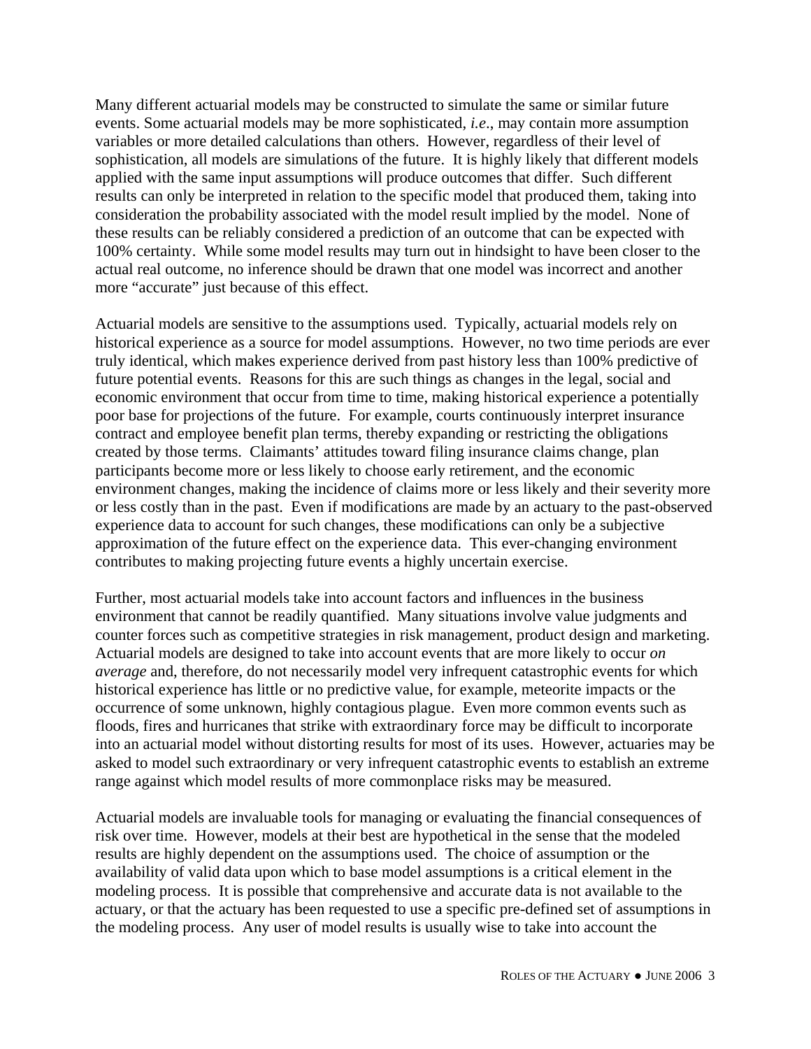Many different actuarial models may be constructed to simulate the same or similar future events. Some actuarial models may be more sophisticated, *i.e*., may contain more assumption variables or more detailed calculations than others. However, regardless of their level of sophistication, all models are simulations of the future. It is highly likely that different models applied with the same input assumptions will produce outcomes that differ. Such different results can only be interpreted in relation to the specific model that produced them, taking into consideration the probability associated with the model result implied by the model. None of these results can be reliably considered a prediction of an outcome that can be expected with 100% certainty. While some model results may turn out in hindsight to have been closer to the actual real outcome, no inference should be drawn that one model was incorrect and another more "accurate" just because of this effect.

Actuarial models are sensitive to the assumptions used. Typically, actuarial models rely on historical experience as a source for model assumptions. However, no two time periods are ever truly identical, which makes experience derived from past history less than 100% predictive of future potential events. Reasons for this are such things as changes in the legal, social and economic environment that occur from time to time, making historical experience a potentially poor base for projections of the future. For example, courts continuously interpret insurance contract and employee benefit plan terms, thereby expanding or restricting the obligations created by those terms. Claimants' attitudes toward filing insurance claims change, plan participants become more or less likely to choose early retirement, and the economic environment changes, making the incidence of claims more or less likely and their severity more or less costly than in the past. Even if modifications are made by an actuary to the past-observed experience data to account for such changes, these modifications can only be a subjective approximation of the future effect on the experience data. This ever-changing environment contributes to making projecting future events a highly uncertain exercise.

Further, most actuarial models take into account factors and influences in the business environment that cannot be readily quantified. Many situations involve value judgments and counter forces such as competitive strategies in risk management, product design and marketing. Actuarial models are designed to take into account events that are more likely to occur *on average* and, therefore, do not necessarily model very infrequent catastrophic events for which historical experience has little or no predictive value, for example, meteorite impacts or the occurrence of some unknown, highly contagious plague. Even more common events such as floods, fires and hurricanes that strike with extraordinary force may be difficult to incorporate into an actuarial model without distorting results for most of its uses. However, actuaries may be asked to model such extraordinary or very infrequent catastrophic events to establish an extreme range against which model results of more commonplace risks may be measured.

Actuarial models are invaluable tools for managing or evaluating the financial consequences of risk over time. However, models at their best are hypothetical in the sense that the modeled results are highly dependent on the assumptions used. The choice of assumption or the availability of valid data upon which to base model assumptions is a critical element in the modeling process. It is possible that comprehensive and accurate data is not available to the actuary, or that the actuary has been requested to use a specific pre-defined set of assumptions in the modeling process. Any user of model results is usually wise to take into account the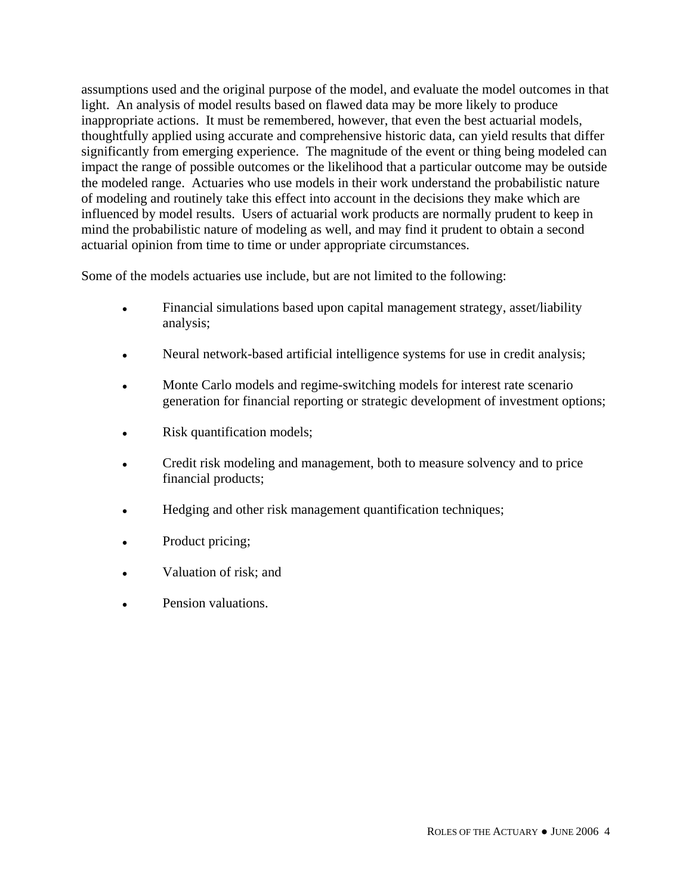assumptions used and the original purpose of the model, and evaluate the model outcomes in that light. An analysis of model results based on flawed data may be more likely to produce inappropriate actions. It must be remembered, however, that even the best actuarial models, thoughtfully applied using accurate and comprehensive historic data, can yield results that differ significantly from emerging experience. The magnitude of the event or thing being modeled can impact the range of possible outcomes or the likelihood that a particular outcome may be outside the modeled range. Actuaries who use models in their work understand the probabilistic nature of modeling and routinely take this effect into account in the decisions they make which are influenced by model results. Users of actuarial work products are normally prudent to keep in mind the probabilistic nature of modeling as well, and may find it prudent to obtain a second actuarial opinion from time to time or under appropriate circumstances.

Some of the models actuaries use include, but are not limited to the following:

- Financial simulations based upon capital management strategy, asset/liability analysis;
- Neural network-based artificial intelligence systems for use in credit analysis;
- Monte Carlo models and regime-switching models for interest rate scenario generation for financial reporting or strategic development of investment options;
- Risk quantification models;
- Credit risk modeling and management, both to measure solvency and to price financial products;
- Hedging and other risk management quantification techniques;
- Product pricing;
- Valuation of risk; and
- Pension valuations.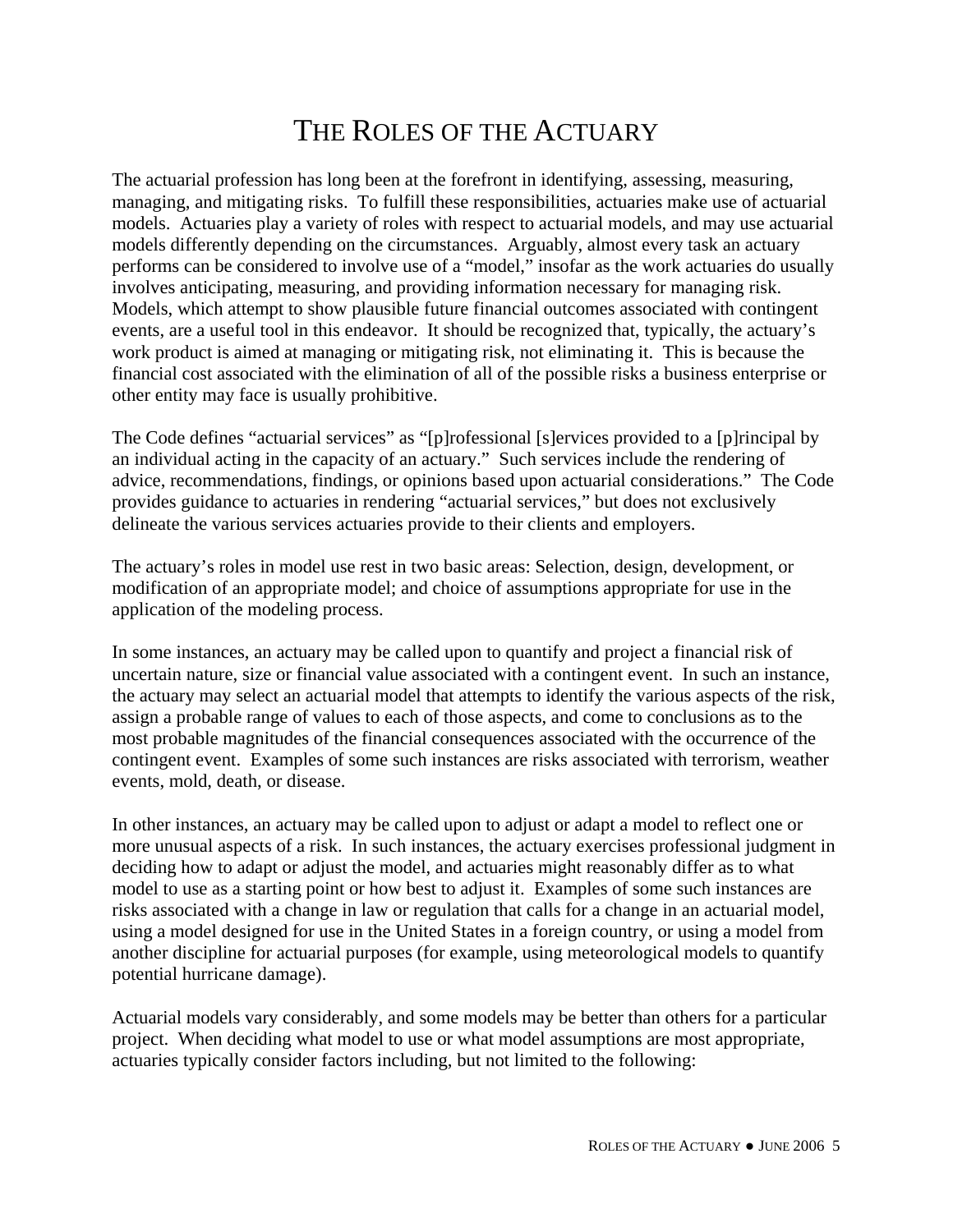# THE ROLES OF THE ACTUARY

The actuarial profession has long been at the forefront in identifying, assessing, measuring, managing, and mitigating risks. To fulfill these responsibilities, actuaries make use of actuarial models. Actuaries play a variety of roles with respect to actuarial models, and may use actuarial models differently depending on the circumstances. Arguably, almost every task an actuary performs can be considered to involve use of a "model," insofar as the work actuaries do usually involves anticipating, measuring, and providing information necessary for managing risk. Models, which attempt to show plausible future financial outcomes associated with contingent events, are a useful tool in this endeavor. It should be recognized that, typically, the actuary's work product is aimed at managing or mitigating risk, not eliminating it. This is because the financial cost associated with the elimination of all of the possible risks a business enterprise or other entity may face is usually prohibitive.

The Code defines "actuarial services" as "[p]rofessional [s]ervices provided to a [p]rincipal by an individual acting in the capacity of an actuary." Such services include the rendering of advice, recommendations, findings, or opinions based upon actuarial considerations." The Code provides guidance to actuaries in rendering "actuarial services," but does not exclusively delineate the various services actuaries provide to their clients and employers.

The actuary's roles in model use rest in two basic areas: Selection, design, development, or modification of an appropriate model; and choice of assumptions appropriate for use in the application of the modeling process.

In some instances, an actuary may be called upon to quantify and project a financial risk of uncertain nature, size or financial value associated with a contingent event. In such an instance, the actuary may select an actuarial model that attempts to identify the various aspects of the risk, assign a probable range of values to each of those aspects, and come to conclusions as to the most probable magnitudes of the financial consequences associated with the occurrence of the contingent event. Examples of some such instances are risks associated with terrorism, weather events, mold, death, or disease.

In other instances, an actuary may be called upon to adjust or adapt a model to reflect one or more unusual aspects of a risk. In such instances, the actuary exercises professional judgment in deciding how to adapt or adjust the model, and actuaries might reasonably differ as to what model to use as a starting point or how best to adjust it. Examples of some such instances are risks associated with a change in law or regulation that calls for a change in an actuarial model, using a model designed for use in the United States in a foreign country, or using a model from another discipline for actuarial purposes (for example, using meteorological models to quantify potential hurricane damage).

Actuarial models vary considerably, and some models may be better than others for a particular project. When deciding what model to use or what model assumptions are most appropriate, actuaries typically consider factors including, but not limited to the following: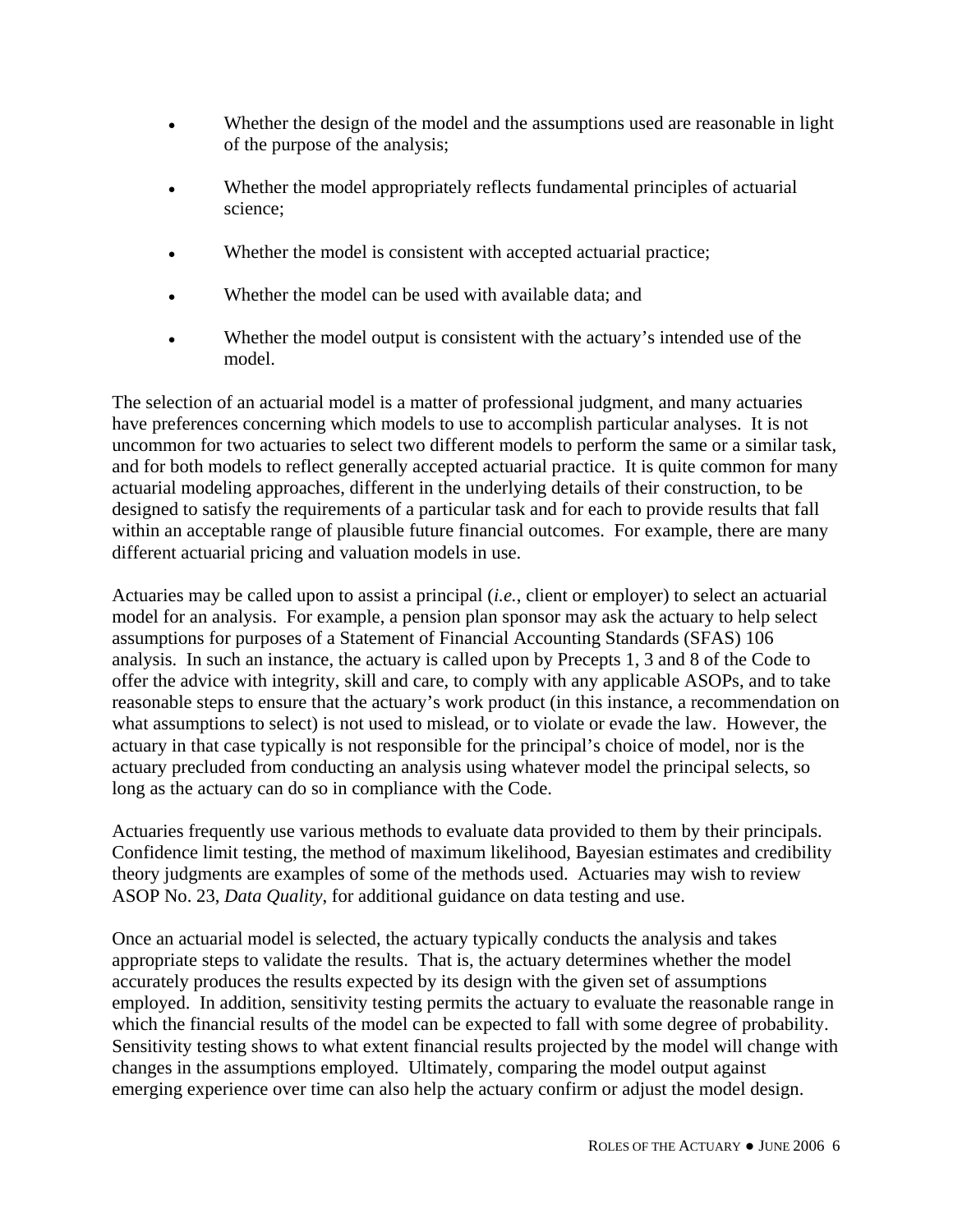- Whether the design of the model and the assumptions used are reasonable in light of the purpose of the analysis;

- Whether the model appropriately reflects fundamental principles of actuarial science;

- Whether the model is consistent with accepted actuarial practice;

- Whether the model can be used with available data; and

- Whether the model output is consistent with the actuary's intended use of the model.

The selection of an actuarial model is a matter of professional judgment, and many actuaries have preferences concerning which models to use to accomplish particular analyses. It is not uncommon for two actuaries to select two different models to perform the same or a similar task, and for both models to reflect generally accepted actuarial practice. It is quite common for many actuarial modeling approaches, different in the underlying details of their construction, to be designed to satisfy the requirements of a particular task and for each to provide results that fall within an acceptable range of plausible future financial outcomes. For example, there are many different actuarial pricing and valuation models in use.

Actuaries may be called upon to assist a principal (*i.e.*, client or employer) to select an actuarial model for an analysis. For example, a pension plan sponsor may ask the actuary to help select assumptions for purposes of a Statement of Financial Accounting Standards (SFAS) 106 analysis. In such an instance, the actuary is called upon by Precepts 1, 3 and 8 of the Code to offer the advice with integrity, skill and care, to comply with any applicable ASOPs, and to take reasonable steps to ensure that the actuary's work product (in this instance, a recommendation on what assumptions to select) is not used to mislead, or to violate or evade the law. However, the actuary in that case typically is not responsible for the principal's choice of model, nor is the actuary precluded from conducting an analysis using whatever model the principal selects, so long as the actuary can do so in compliance with the Code.

Actuaries frequently use various methods to evaluate data provided to them by their principals. Confidence limit testing, the method of maximum likelihood, Bayesian estimates and credibility theory judgments are examples of some of the methods used. Actuaries may wish to review ASOP No. 23, *Data Quality*, for additional guidance on data testing and use.

Once an actuarial model is selected, the actuary typically conducts the analysis and takes appropriate steps to validate the results. That is, the actuary determines whether the model accurately produces the results expected by its design with the given set of assumptions employed. In addition, sensitivity testing permits the actuary to evaluate the reasonable range in which the financial results of the model can be expected to fall with some degree of probability. Sensitivity testing shows to what extent financial results projected by the model will change with changes in the assumptions employed. Ultimately, comparing the model output against emerging experience over time can also help the actuary confirm or adjust the model design.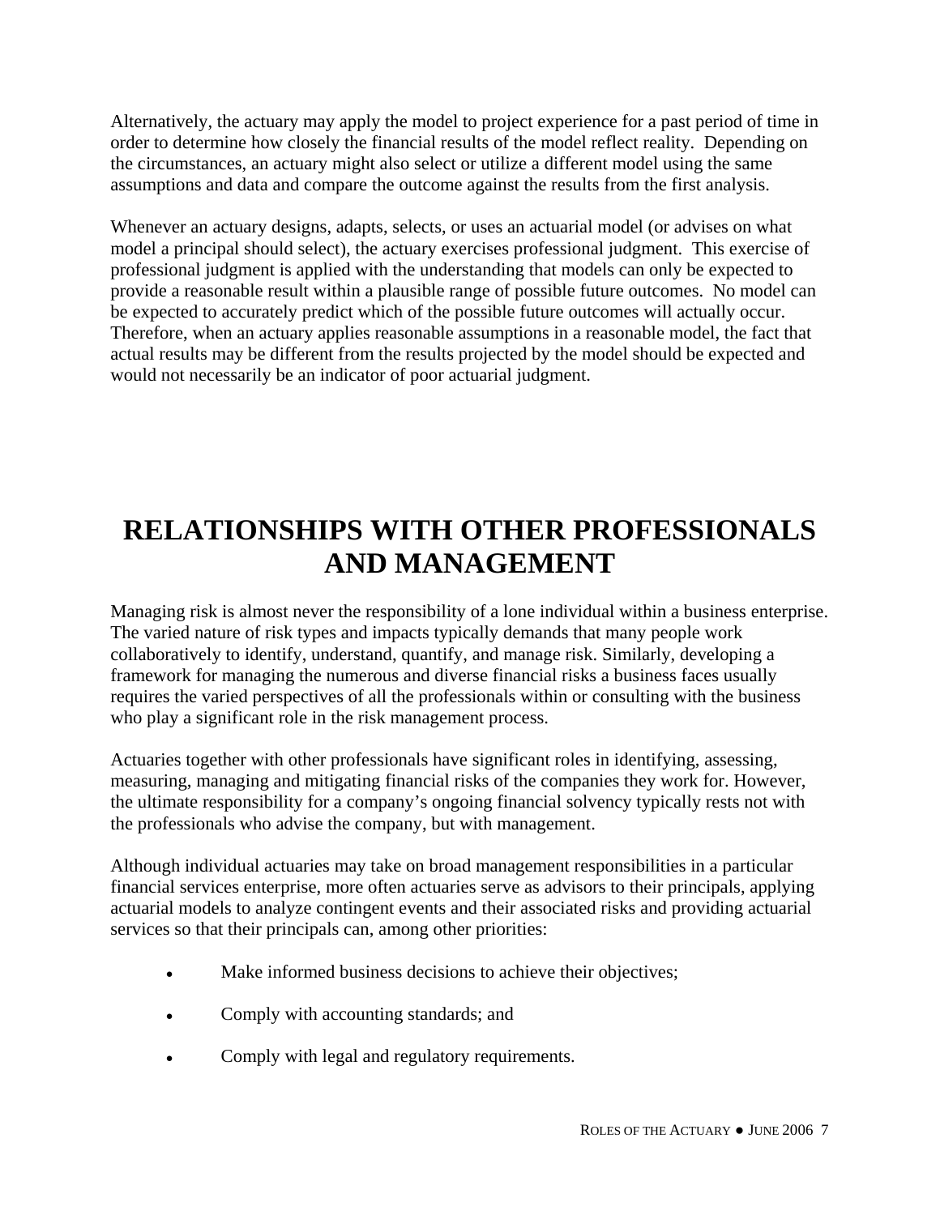Alternatively, the actuary may apply the model to project experience for a past period of time in order to determine how closely the financial results of the model reflect reality. Depending on the circumstances, an actuary might also select or utilize a different model using the same assumptions and data and compare the outcome against the results from the first analysis.

Whenever an actuary designs, adapts, selects, or uses an actuarial model (or advises on what model a principal should select), the actuary exercises professional judgment. This exercise of professional judgment is applied with the understanding that models can only be expected to provide a reasonable result within a plausible range of possible future outcomes. No model can be expected to accurately predict which of the possible future outcomes will actually occur. Therefore, when an actuary applies reasonable assumptions in a reasonable model, the fact that actual results may be different from the results projected by the model should be expected and would not necessarily be an indicator of poor actuarial judgment.

# RELATIONSHIPS WITH OTHER PROFESSIONALS AND MANAGEMENT

Managing risk is almost never the responsibility of a lone individual within a business enterprise. The varied nature of risk types and impacts typically demands that many people work collaboratively to identify, understand, quantify, and manage risk. Similarly, developing a framework for managing the numerous and diverse financial risks a business faces usually requires the varied perspectives of all the professionals within or consulting with the business who play a significant role in the risk management process.

Actuaries together with other professionals have significant roles in identifying, assessing, measuring, managing and mitigating financial risks of the companies they work for. However, the ultimate responsibility for a company's ongoing financial solvency typically rests not with the professionals who advise the company, but with management.

Although individual actuaries may take on broad management responsibilities in a particular financial services enterprise, more often actuaries serve as advisors to their principals, applying actuarial models to analyze contingent events and their associated risks and providing actuarial services so that their principals can, among other priorities:

- Make informed business decisions to achieve their objectives;
- Comply with accounting standards; and
- Comply with legal and regulatory requirements.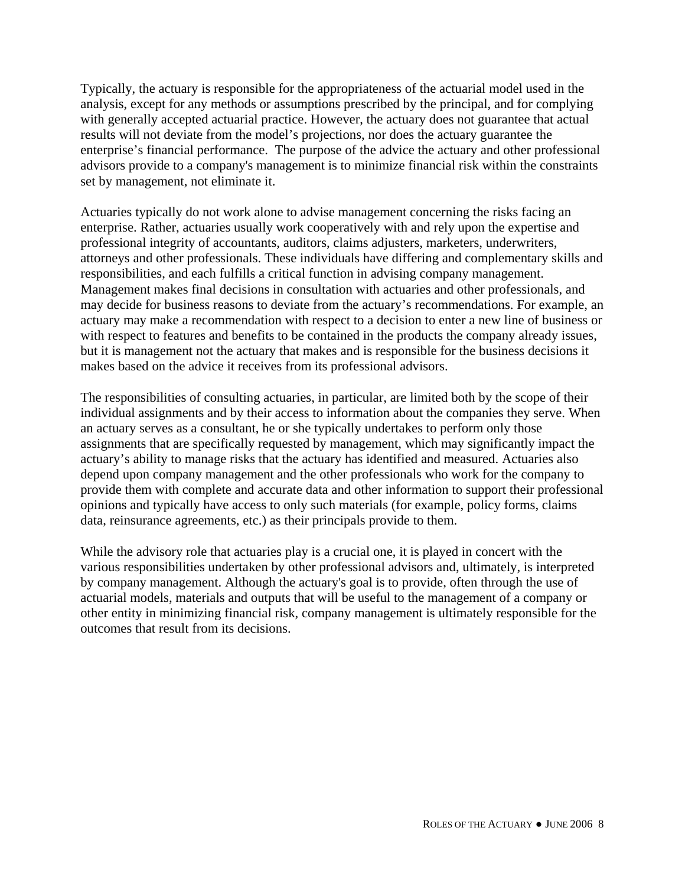Typically, the actuary is responsible for the appropriateness of the actuarial model used in the analysis, except for any methods or assumptions prescribed by the principal, and for complying with generally accepted actuarial practice. However, the actuary does not guarantee that actual results will not deviate from the model's projections, nor does the actuary guarantee the enterprise's financial performance. The purpose of the advice the actuary and other professional advisors provide to a company's management is to minimize financial risk within the constraints set by management, not eliminate it.

Actuaries typically do not work alone to advise management concerning the risks facing an enterprise. Rather, actuaries usually work cooperatively with and rely upon the expertise and professional integrity of accountants, auditors, claims adjusters, marketers, underwriters, attorneys and other professionals. These individuals have differing and complementary skills and responsibilities, and each fulfills a critical function in advising company management. Management makes final decisions in consultation with actuaries and other professionals, and may decide for business reasons to deviate from the actuary's recommendations. For example, an actuary may make a recommendation with respect to a decision to enter a new line of business or with respect to features and benefits to be contained in the products the company already issues, but it is management not the actuary that makes and is responsible for the business decisions it makes based on the advice it receives from its professional advisors.

The responsibilities of consulting actuaries, in particular, are limited both by the scope of their individual assignments and by their access to information about the companies they serve. When an actuary serves as a consultant, he or she typically undertakes to perform only those assignments that are specifically requested by management, which may significantly impact the actuary's ability to manage risks that the actuary has identified and measured. Actuaries also depend upon company management and the other professionals who work for the company to provide them with complete and accurate data and other information to support their professional opinions and typically have access to only such materials (for example, policy forms, claims data, reinsurance agreements, etc.) as their principals provide to them.

While the advisory role that actuaries play is a crucial one, it is played in concert with the various responsibilities undertaken by other professional advisors and, ultimately, is interpreted by company management. Although the actuary's goal is to provide, often through the use of actuarial models, materials and outputs that will be useful to the management of a company or other entity in minimizing financial risk, company management is ultimately responsible for the outcomes that result from its decisions.